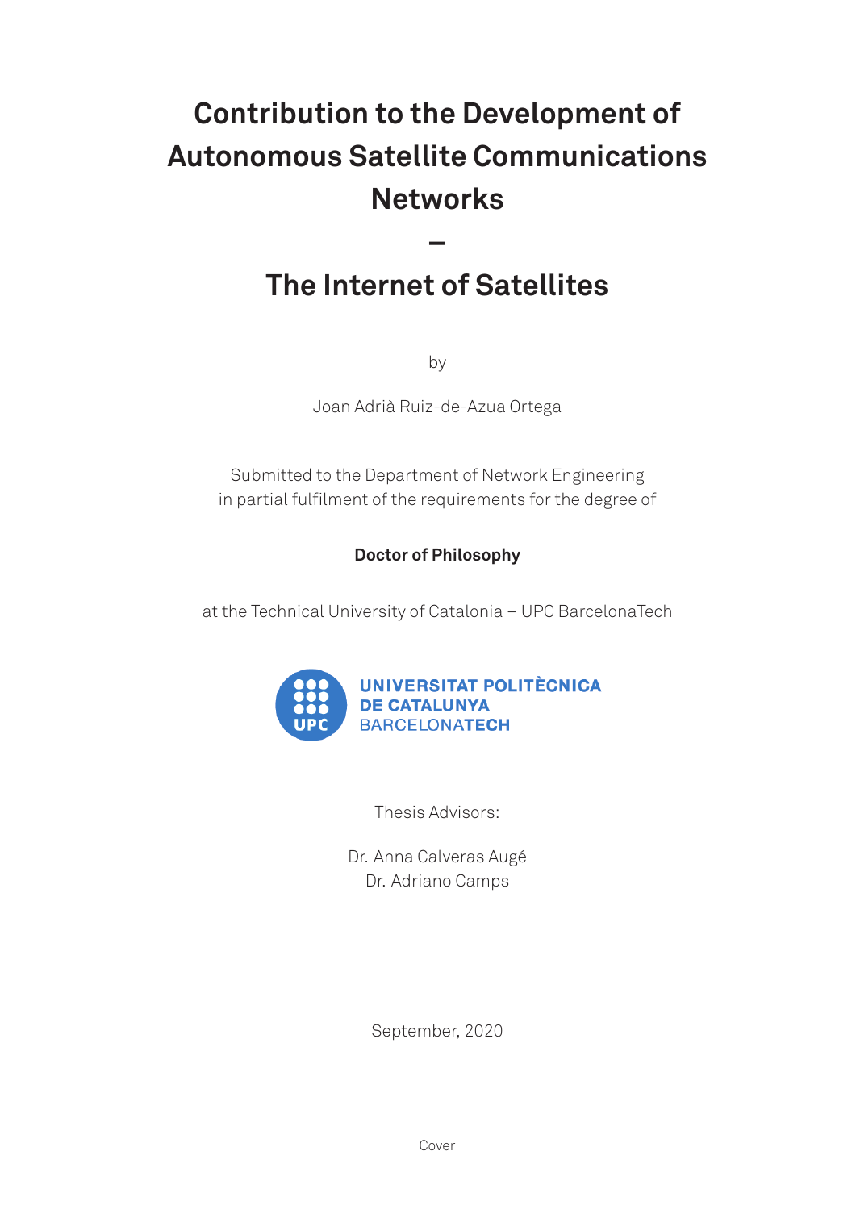# Contribution to the Development of Autonomous Satellite Communications Networks

–

# The Internet of Satellites

by

Joan Adrià Ruiz-de-Azua Ortega

Submitted to the Department of Network Engineering
in partial fulfilment of the requirements for the degree of

**Doctor of Philosophy**

at the Technical University of Catalonia – UPC BarcelonaTech

UNIVERSITAT POLITÈCNICA DE CATALUNYA BARCELONATECH

Thesis Advisors:

Dr. Anna Calveras Augé
Dr. Adriano Camps

September, 2020

Cover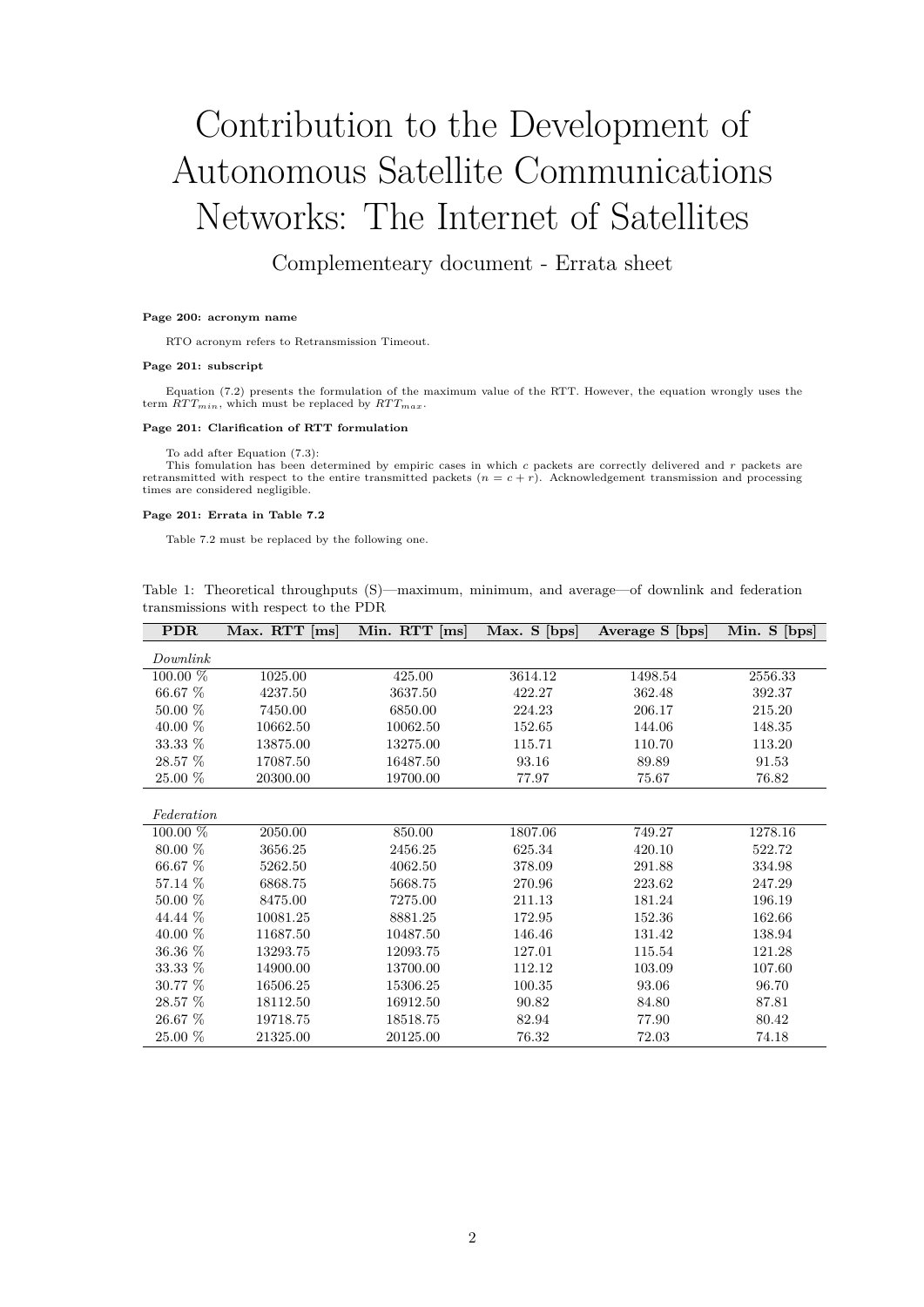# Contribution to the Development of Autonomous Satellite Communications Networks: The Internet of Satellites

## Complementeary document - Errata sheet

**Page 200: acronym name**

RTO acronym refers to Retransmission Timeout.

**Page 201: subscript**

Equation (7.2) presents the formulation of the maximum value of the RTT. However, the equation wrongly uses the term $RTT_{min}$, which must be replaced by $RTT_{max}$.

**Page 201: Clarification of RTT formulation**

To add after Equation (7.3):

This fomulation has been determined by empiric cases in which $c$ packets are correctly delivered and $r$ packets are retransmitted with respect to the entire transmitted packets ($n = c + r$). Acknowledgement transmission and processing times are considered negligible.

**Page 201: Errata in Table 7.2**

Table 7.2 must be replaced by the following one.

Table 1: Theoretical throughputs (S)—maximum, minimum, and average—of downlink and federation transmissions with respect to the PDR

| PDR | Max. RTT [ms] | Min. RTT [ms] | Max. S [bps] | Average S [bps] | Min. S [bps] |
|---|---|---|---|---|---|
| *Downlink* | | | | | |
| 100.00 % | 1025.00 | 425.00 | 3614.12 | 1498.54 | 2556.33 |
| 66.67 % | 4237.50 | 3637.50 | 422.27 | 362.48 | 392.37 |
| 50.00 % | 7450.00 | 6850.00 | 224.23 | 206.17 | 215.20 |
| 40.00 % | 10662.50 | 10062.50 | 152.65 | 144.06 | 148.35 |
| 33.33 % | 13875.00 | 13275.00 | 115.71 | 110.70 | 113.20 |
| 28.57 % | 17087.50 | 16487.50 | 93.16 | 89.89 | 91.53 |
| 25.00 % | 20300.00 | 19700.00 | 77.97 | 75.67 | 76.82 |
| *Federation* | | | | | |
| 100.00 % | 2050.00 | 850.00 | 1807.06 | 749.27 | 1278.16 |
| 80.00 % | 3656.25 | 2456.25 | 625.34 | 420.10 | 522.72 |
| 66.67 % | 5262.50 | 4062.50 | 378.09 | 291.88 | 334.98 |
| 57.14 % | 6868.75 | 5668.75 | 270.96 | 223.62 | 247.29 |
| 50.00 % | 8475.00 | 7275.00 | 211.13 | 181.24 | 196.19 |
| 44.44 % | 10081.25 | 8881.25 | 172.95 | 152.36 | 162.66 |
| 40.00 % | 11687.50 | 10487.50 | 146.46 | 131.42 | 138.94 |
| 36.36 % | 13293.75 | 12093.75 | 127.01 | 115.54 | 121.28 |
| 33.33 % | 14900.00 | 13700.00 | 112.12 | 103.09 | 107.60 |
| 30.77 % | 16506.25 | 15306.25 | 100.35 | 93.06 | 96.70 |
| 28.57 % | 18112.50 | 16912.50 | 90.82 | 84.80 | 87.81 |
| 26.67 % | 19718.75 | 18518.75 | 82.94 | 77.90 | 80.42 |
| 25.00 % | 21325.00 | 20125.00 | 76.32 | 72.03 | 74.18 |